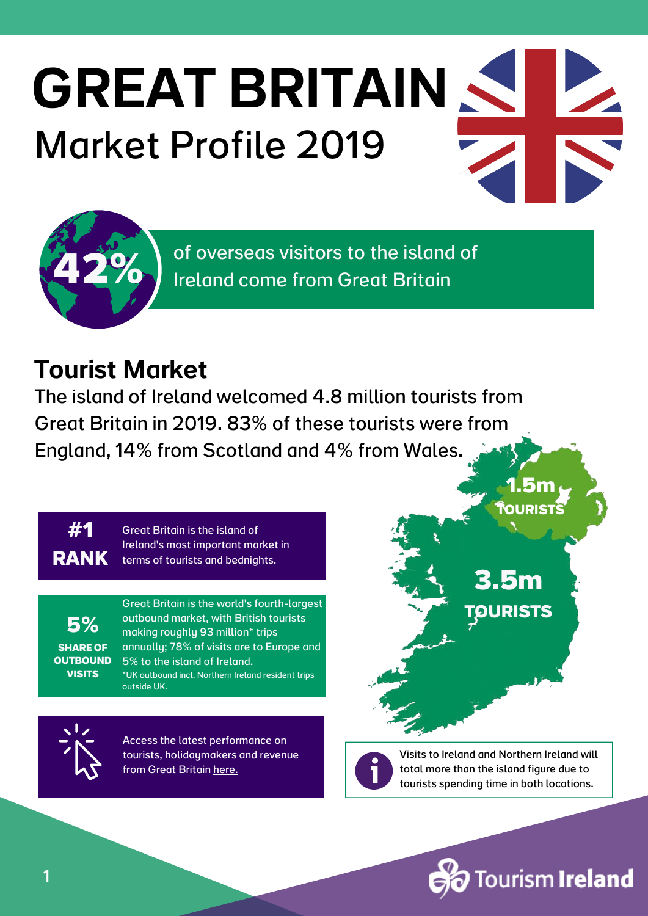# GREAT BRITAIN

## Market Profile 2019

**42%** of overseas visitors to the island of Ireland come from Great Britain

## Tourist Market

The island of Ireland welcomed 4.8 million tourists from Great Britain in 2019. 83% of these tourists were from England, 14% from Scotland and 4% from Wales.

**#1 RANK** — Great Britain is the island of Ireland's most important market in terms of tourists and bednights.

**5% SHARE OF OUTBOUND VISITS** — Great Britain is the world's fourth-largest outbound market, with British tourists making roughly 93 million* trips annually; 78% of visits are to Europe and 5% to the island of Ireland.

*UK outbound incl. Northern Ireland resident trips outside UK.

Access the latest performance on tourists, holidaymakers and revenue from Great Britain here.

**1.5m TOURISTS**

**3.5m TOURISTS**

Visits to Ireland and Northern Ireland will total more than the island figure due to tourists spending time in both locations.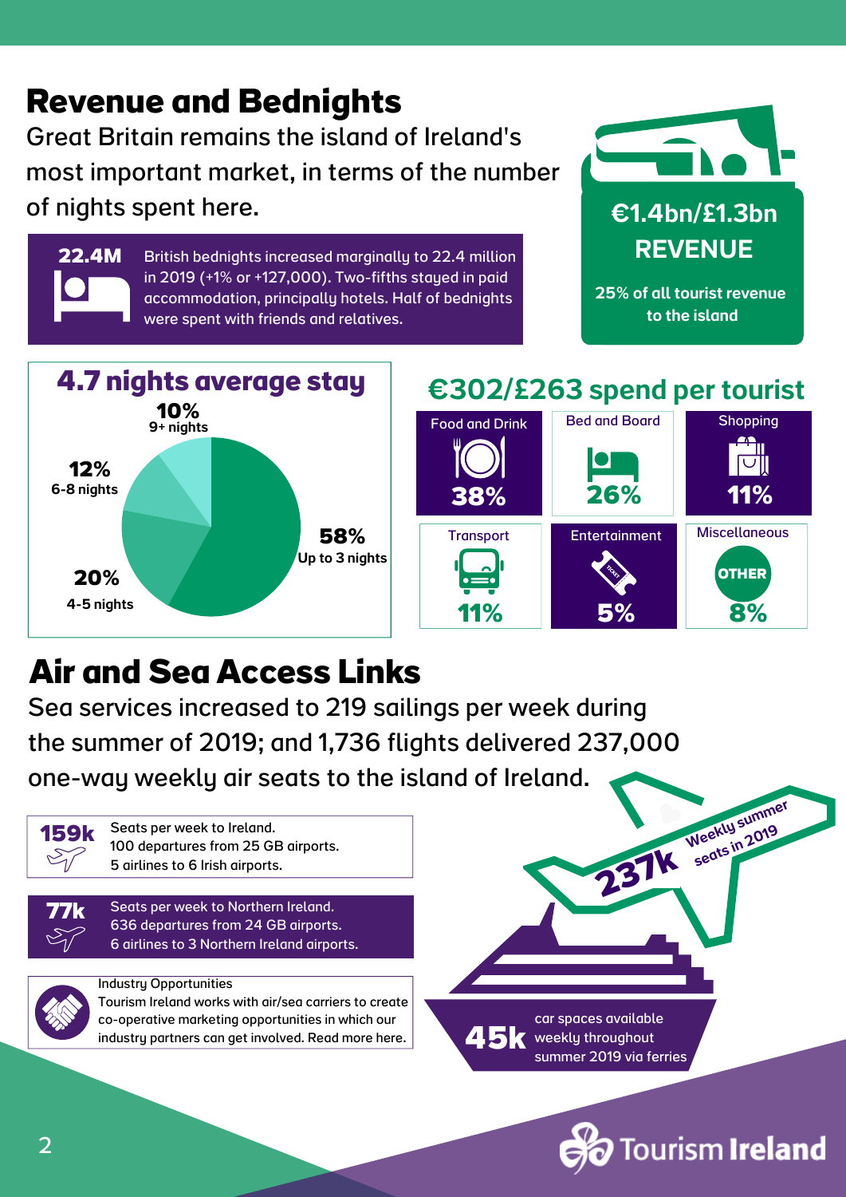# Revenue and Bednights

Great Britain remains the island of Ireland's most important market, in terms of the number of nights spent here.

**22.4M**

British bednights increased marginally to 22.4 million in 2019 (+1% or +127,000). Two-fifths stayed in paid accommodation, principally hotels. Half of bednights were spent with friends and relatives.

**€1.4bn/£1.3bn REVENUE**

25% of all tourist revenue to the island

## 4.7 nights average stay

- **58%** Up to 3 nights
- **20%** 4-5 nights
- **12%** 6-8 nights
- **10%** 9+ nights

## €302/£263 spend per tourist

| Category | Share |
|---|---|
| Food and Drink | 38% |
| Bed and Board | 26% |
| Shopping | 11% |
| Transport | 11% |
| Entertainment | 5% |
| Miscellaneous (Other) | 8% |

# Air and Sea Access Links

Sea services increased to 219 sailings per week during the summer of 2019; and 1,736 flights delivered 237,000 one-way weekly air seats to the island of Ireland.

**159k** Seats per week to Ireland.
100 departures from 25 GB airports.
5 airlines to 6 Irish airports.

**77k** Seats per week to Northern Ireland.
636 departures from 24 GB airports.
6 airlines to 3 Northern Ireland airports.

**Industry Opportunities**
Tourism Ireland works with air/sea carriers to create co-operative marketing opportunities in which our industry partners can get involved. Read more here.

**237k** Weekly summer seats in 2019

**45k** car spaces available weekly throughout summer 2019 via ferries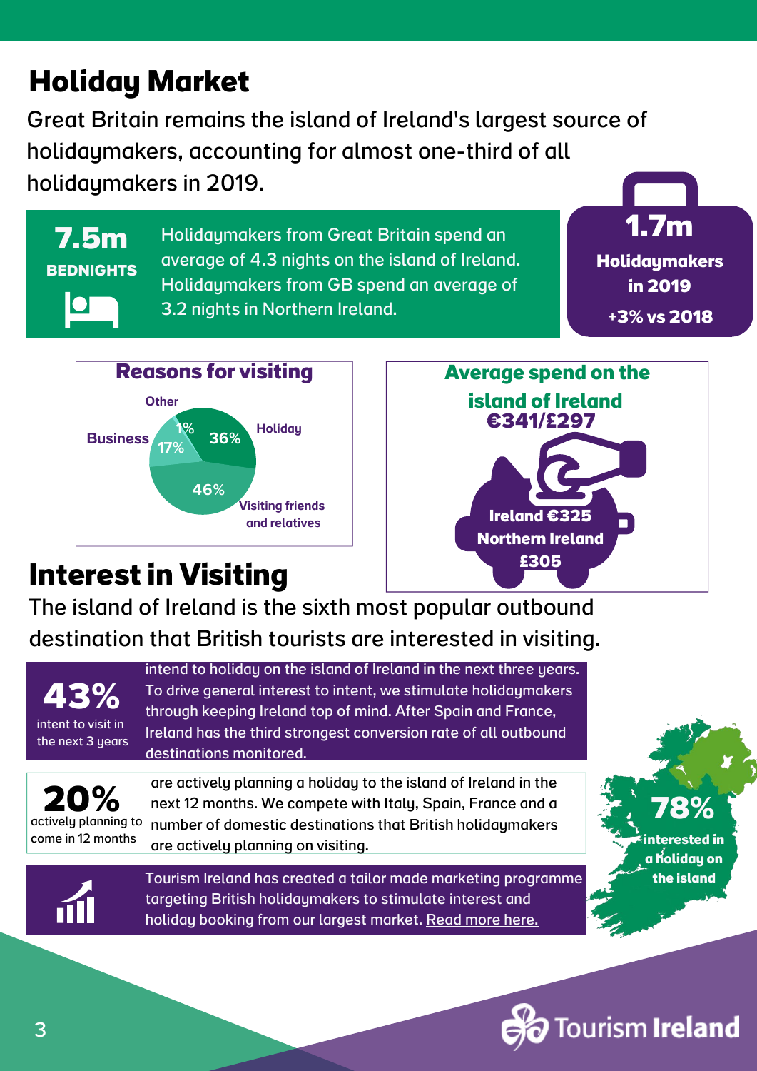# Holiday Market

Great Britain remains the island of Ireland's largest source of holidaymakers, accounting for almost one-third of all holidaymakers in 2019.

**7.5m**
**BEDNIGHTS**

Holidaymakers from Great Britain spend an average of 4.3 nights on the island of Ireland. Holidaymakers from GB spend an average of 3.2 nights in Northern Ireland.

**1.7m**
**Holidaymakers in 2019**
**+3% vs 2018**

### Reasons for visiting

| Reason | Share |
|---|---|
| Holiday | 36% |
| Visiting friends and relatives | 46% |
| Business | 17% |
| Other | 1% |

### Average spend on the island of Ireland €341/£297

**Ireland €325**
**Northern Ireland £305**

# Interest in Visiting

The island of Ireland is the sixth most popular outbound destination that British tourists are interested in visiting.

**43%** intent to visit in the next 3 years

intend to holiday on the island of Ireland in the next three years. To drive general interest to intent, we stimulate holidaymakers through keeping Ireland top of mind. After Spain and France, Ireland has the third strongest conversion rate of all outbound destinations monitored.

**20%** actively planning to come in 12 months

are actively planning a holiday to the island of Ireland in the next 12 months. We compete with Italy, Spain, France and a number of domestic destinations that British holidaymakers are actively planning on visiting.

Tourism Ireland has created a tailor made marketing programme targeting British holidaymakers to stimulate interest and holiday booking from our largest market. Read more here.

**78%** interested in a holiday on the island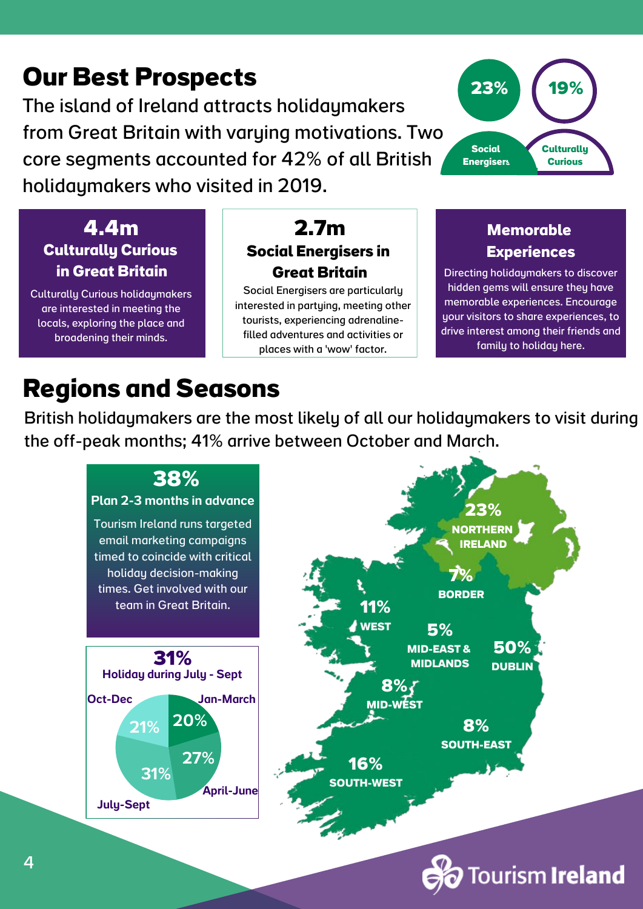# Our Best Prospects

The island of Ireland attracts holidaymakers from Great Britain with varying motivations. Two core segments accounted for 42% of all British holidaymakers who visited in 2019.

**23%** Social Energisers

**19%** Culturally Curious

### 4.4m Culturally Curious in Great Britain

Culturally Curious holidaymakers are interested in meeting the locals, exploring the place and broadening their minds.

### 2.7m Social Energisers in Great Britain

Social Energisers are particularly interested in partying, meeting other tourists, experiencing adrenaline-filled adventures and activities or places with a 'wow' factor.

### Memorable Experiences

Directing holidaymakers to discover hidden gems will ensure they have memorable experiences. Encourage your visitors to share experiences, to drive interest among their friends and family to holiday here.

# Regions and Seasons

British holidaymakers are the most likely of all our holidaymakers to visit during the off-peak months; 41% arrive between October and March.

### 38%

**Plan 2-3 months in advance**

Tourism Ireland runs targeted email marketing campaigns timed to coincide with critical holiday decision-making times. Get involved with our team in Great Britain.

### 31%

**Holiday during July - Sept**

| Season | Share |
|---|---|
| Jan-March | 20% |
| April-June | 27% |
| July-Sept | 31% |
| Oct-Dec | 21% |

| Region | Share |
|---|---|
| Northern Ireland | 23% |
| Border | 7% |
| West | 11% |
| Mid-East & Midlands | 5% |
| Dublin | 50% |
| Mid-West | 8% |
| South-East | 8% |
| South-West | 16% |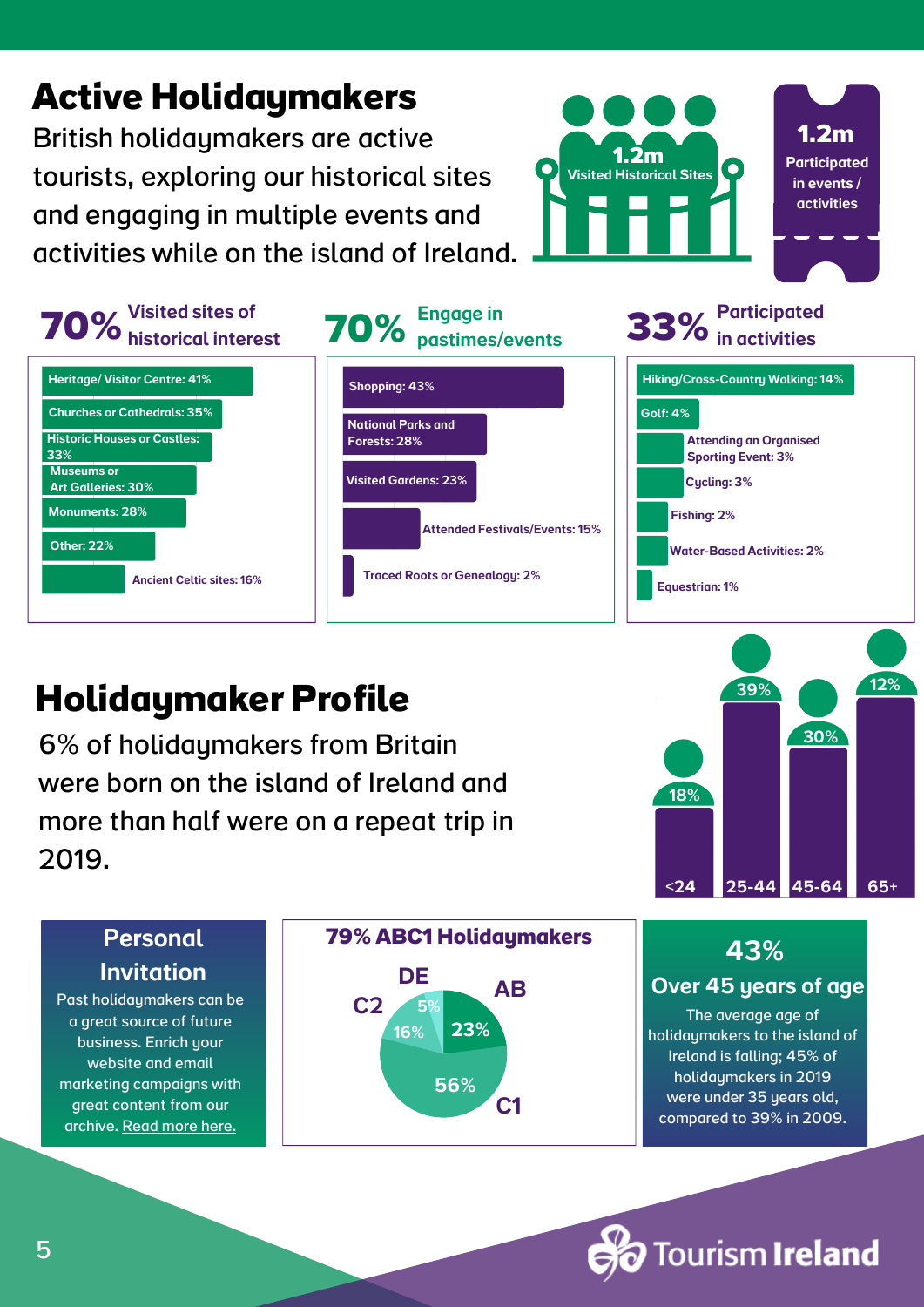# Active Holidaymakers

British holidaymakers are active tourists, exploring our historical sites and engaging in multiple events and activities while on the island of Ireland.

**1.2m** Visited Historical Sites

**1.2m** Participated in events / activities

## 70% Visited sites of historical interest

- Heritage/ Visitor Centre: 41%
- Churches or Cathedrals: 35%
- Historic Houses or Castles: 33%
- Museums or Art Galleries: 30%
- Monuments: 28%
- Other: 22%
- Ancient Celtic sites: 16%

## 70% Engage in pastimes/events

- Shopping: 43%
- National Parks and Forests: 28%
- Visited Gardens: 23%
- Attended Festivals/Events: 15%
- Traced Roots or Genealogy: 2%

## 33% Participated in activities

- Hiking/Cross-Country Walking: 14%
- Golf: 4%
- Attending an Organised Sporting Event: 3%
- Cycling: 3%
- Fishing: 2%
- Water-Based Activities: 2%
- Equestrian: 1%

# Holidaymaker Profile

6% of holidaymakers from Britain were born on the island of Ireland and more than half were on a repeat trip in 2019.

| Age | % |
|---|---|
| <24 | 18% |
| 25-44 | 39% |
| 45-64 | 30% |
| 65+ | 12% |

### Personal Invitation

Past holidaymakers can be a great source of future business. Enrich your website and email marketing campaigns with great content from our archive. Read more here.

### 79% ABC1 Holidaymakers

| Social class | % |
|---|---|
| AB | 23% |
| C1 | 56% |
| C2 | 16% |
| DE | 5% |

### 43% Over 45 years of age

The average age of holidaymakers to the island of Ireland is falling; 45% of holidaymakers in 2019 were under 35 years old, compared to 39% in 2009.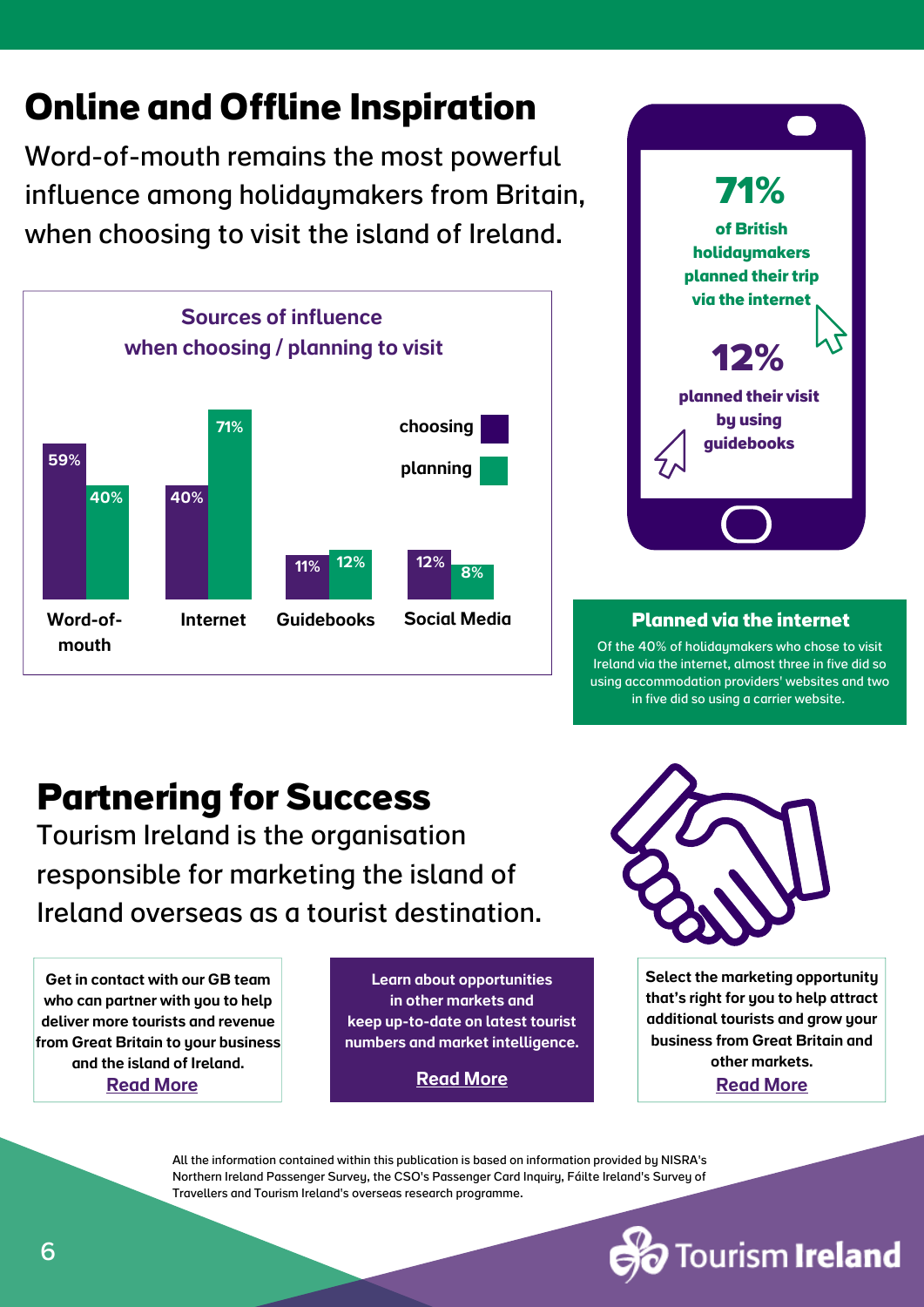# Online and Offline Inspiration

Word-of-mouth remains the most powerful influence among holidaymakers from Britain, when choosing to visit the island of Ireland.

Sources of influence
when choosing / planning to visit

choosing
planning

Word-of-mouth: 59% 40%
Internet: 40% 71%
Guidebooks: 11% 12%
Social Media: 12% 8%

**71%**
**of British holidaymakers planned their trip via the internet**

**12%**
**planned their visit by using guidebooks**

### Planned via the internet

Of the 40% of holidaymakers who chose to visit Ireland via the internet, almost three in five did so using accommodation providers' websites and two in five did so using a carrier website.

# Partnering for Success

Tourism Ireland is the organisation responsible for marketing the island of Ireland overseas as a tourist destination.

**Get in contact with our GB team who can partner with you to help deliver more tourists and revenue from Great Britain to your business and the island of Ireland.**
**Read More**

**Learn about opportunities in other markets and keep up-to-date on latest tourist numbers and market intelligence.**
**Read More**

**Select the marketing opportunity that's right for you to help attract additional tourists and grow your business from Great Britain and other markets.**
**Read More**

All the information contained within this publication is based on information provided by NISRA's Northern Ireland Passenger Survey, the CSO's Passenger Card Inquiry, Fáilte Ireland's Survey of Travellers and Tourism Ireland's overseas research programme.

Tourism Ireland